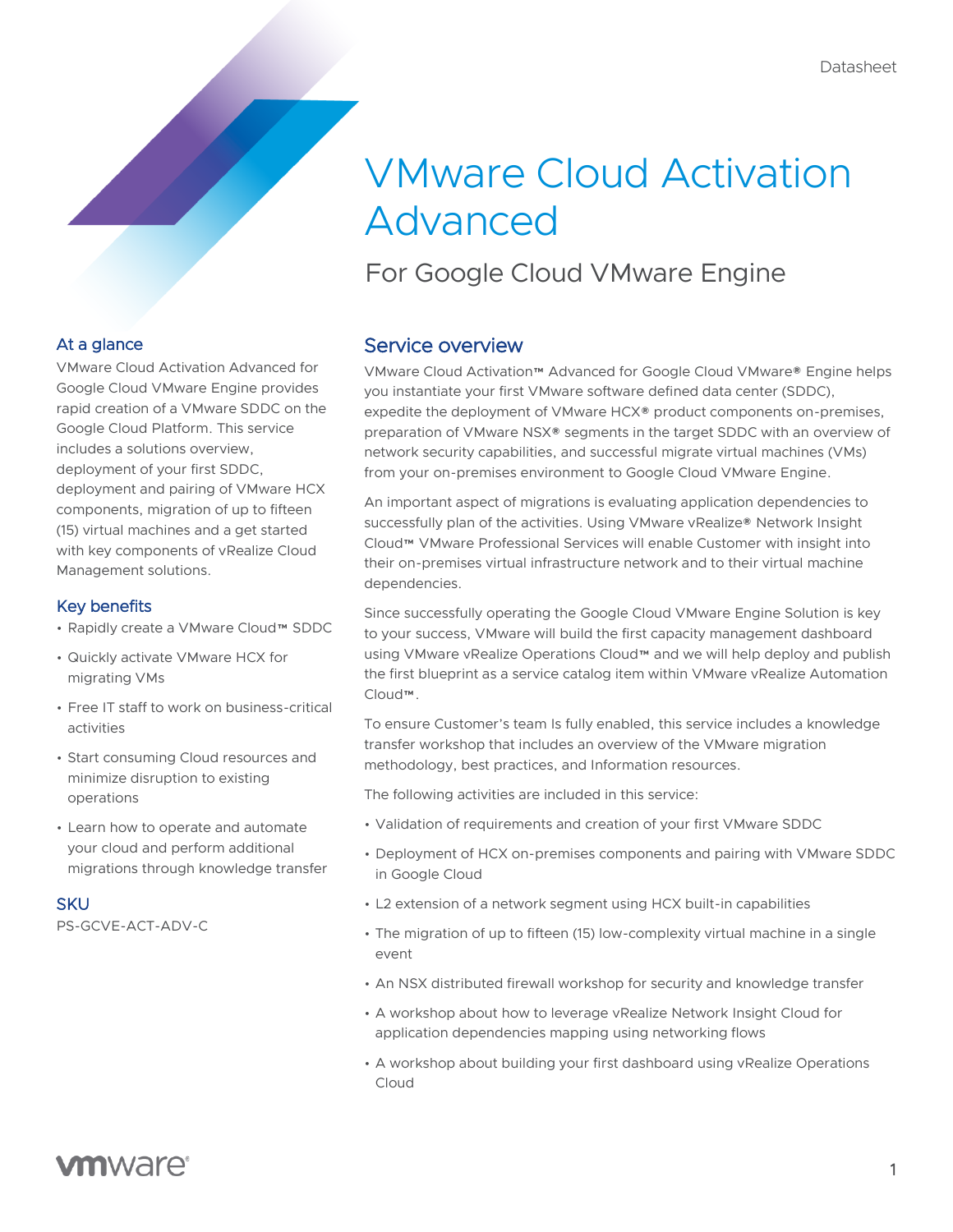Datasheet

# VMware Cloud Activation Advanced

## For Google Cloud VMware Engine

### At a glance

VMware Cloud Activation Advanced for Google Cloud VMware Engine provides rapid creation of a VMware SDDC on the Google Cloud Platform. This service includes a solutions overview, deployment of your first SDDC, deployment and pairing of VMware HCX components, migration of up to fifteen (15) virtual machines and a get started with key components of vRealize Cloud Management solutions.

### Key benefits

- Rapidly create a VMware Cloud™ SDDC
- Quickly activate VMware HCX for migrating VMs
- Free IT staff to work on business-critical activities
- Start consuming Cloud resources and minimize disruption to existing operations
- Learn how to operate and automate your cloud and perform additional migrations through knowledge transfer

### SKU

PS-GCVE-ACT-ADV-C

### Service overview

VMware Cloud Activation™ Advanced for Google Cloud VMware® Engine helps you instantiate your first VMware software defined data center (SDDC), expedite the deployment of VMware HCX® product components on-premises, preparation of VMware NSX® segments in the target SDDC with an overview of network security capabilities, and successful migrate virtual machines (VMs) from your on-premises environment to Google Cloud VMware Engine.

An important aspect of migrations is evaluating application dependencies to successfully plan of the activities. Using VMware vRealize® Network Insight Cloud™ VMware Professional Services will enable Customer with insight into their on-premises virtual infrastructure network and to their virtual machine dependencies.

Since successfully operating the Google Cloud VMware Engine Solution is key to your success, VMware will build the first capacity management dashboard using VMware vRealize Operations Cloud™ and we will help deploy and publish the first blueprint as a service catalog item within VMware vRealize Automation Cloud™.

To ensure Customer's team Is fully enabled, this service includes a knowledge transfer workshop that includes an overview of the VMware migration methodology, best practices, and Information resources.

The following activities are included in this service:

- Validation of requirements and creation of your first VMware SDDC
- Deployment of HCX on-premises components and pairing with VMware SDDC in Google Cloud
- L2 extension of a network segment using HCX built-in capabilities
- The migration of up to fifteen (15) low-complexity virtual machine in a single event
- An NSX distributed firewall workshop for security and knowledge transfer
- A workshop about how to leverage vRealize Network Insight Cloud for application dependencies mapping using networking flows
- A workshop about building your first dashboard using vRealize Operations Cloud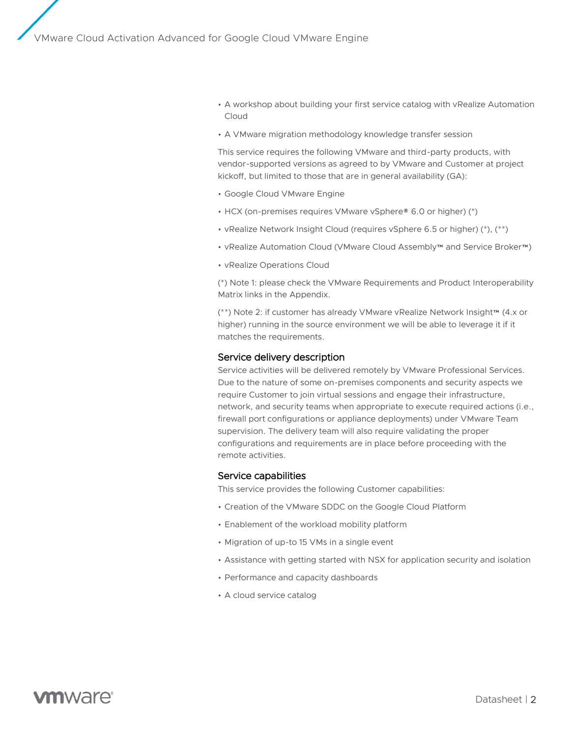- A workshop about building your first service catalog with vRealize Automation Cloud
- A VMware migration methodology knowledge transfer session

This service requires the following VMware and third-party products, with vendor-supported versions as agreed to by VMware and Customer at project kickoff, but limited to those that are in general availability (GA):

- Google Cloud VMware Engine
- HCX (on-premises requires VMware vSphere® 6.0 or higher) (*)
- vRealize Network Insight Cloud (requires vSphere 6.5 or higher) (*), (**)
- vRealize Automation Cloud (VMware Cloud Assembly™ and Service Broker™)
- vRealize Operations Cloud

(*) Note 1: please check the VMware Requirements and Product Interoperability Matrix links in the Appendix.

(**) Note 2: if customer has already VMware vRealize Network Insight™ (4.x or higher) running in the source environment we will be able to leverage it if it matches the requirements.

## Service delivery description

Service activities will be delivered remotely by VMware Professional Services. Due to the nature of some on-premises components and security aspects we require Customer to join virtual sessions and engage their infrastructure, network, and security teams when appropriate to execute required actions (i.e., firewall port configurations or appliance deployments) under VMware Team supervision. The delivery team will also require validating the proper configurations and requirements are in place before proceeding with the remote activities.

## Service capabilities

This service provides the following Customer capabilities:

- Creation of the VMware SDDC on the Google Cloud Platform
- Enablement of the workload mobility platform
- Migration of up-to 15 VMs in a single event
- Assistance with getting started with NSX for application security and isolation
- Performance and capacity dashboards
- A cloud service catalog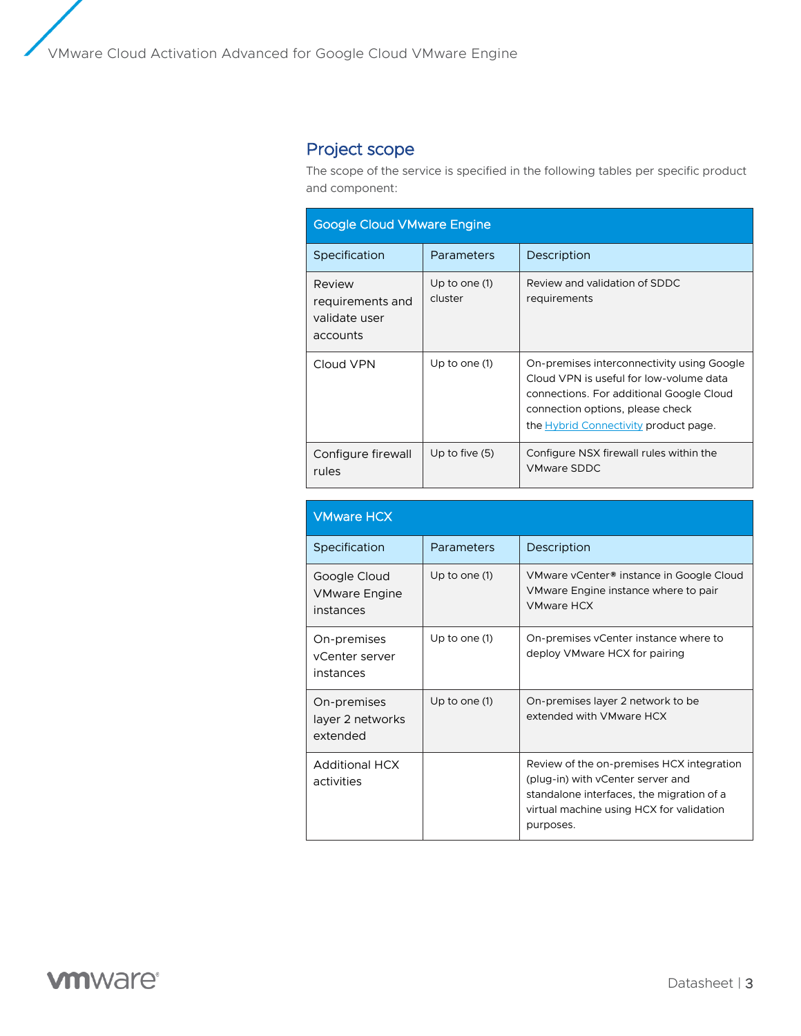## Project scope

The scope of the service is specified in the following tables per specific product and component:

| Google Cloud VMware Engine | | |
|---|---|---|
| **Specification** | **Parameters** | **Description** |
| Review requirements and validate user accounts | Up to one (1) cluster | Review and validation of SDDC requirements |
| Cloud VPN | Up to one (1) | On-premises interconnectivity using Google Cloud VPN is useful for low-volume data connections. For additional Google Cloud connection options, please check the Hybrid Connectivity product page. |
| Configure firewall rules | Up to five (5) | Configure NSX firewall rules within the VMware SDDC |

| VMware HCX | | |
|---|---|---|
| **Specification** | **Parameters** | **Description** |
| Google Cloud VMware Engine instances | Up to one (1) | VMware vCenter® instance in Google Cloud VMware Engine instance where to pair VMware HCX |
| On-premises vCenter server instances | Up to one (1) | On-premises vCenter instance where to deploy VMware HCX for pairing |
| On-premises layer 2 networks extended | Up to one (1) | On-premises layer 2 network to be extended with VMware HCX |
| Additional HCX activities | | Review of the on-premises HCX integration (plug-in) with vCenter server and standalone interfaces, the migration of a virtual machine using HCX for validation purposes. |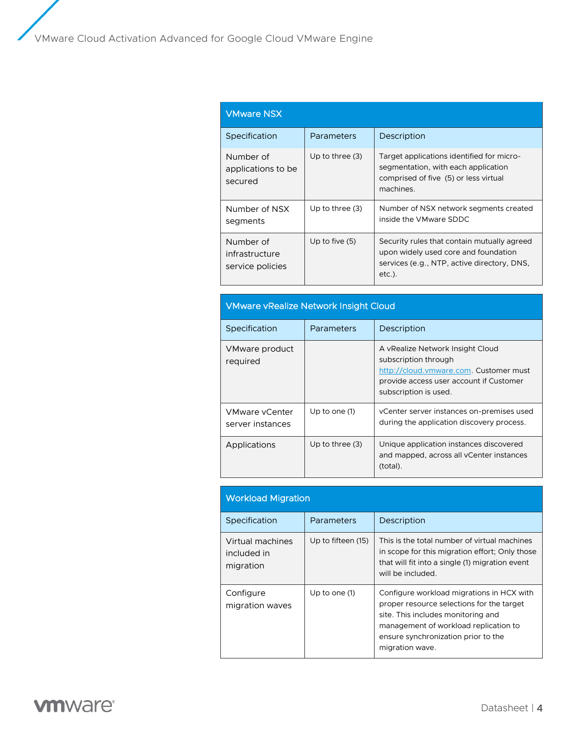| VMware NSX | | |
|---|---|---|
| Specification | Parameters | Description |
| Number of applications to be secured | Up to three (3) | Target applications identified for micro-segmentation, with each application comprised of five (5) or less virtual machines. |
| Number of NSX segments | Up to three (3) | Number of NSX network segments created inside the VMware SDDC |
| Number of infrastructure service policies | Up to five (5) | Security rules that contain mutually agreed upon widely used core and foundation services (e.g., NTP, active directory, DNS, etc.). |

| VMware vRealize Network Insight Cloud | | |
|---|---|---|
| Specification | Parameters | Description |
| VMware product required | | A vRealize Network Insight Cloud subscription through [http://cloud.vmware.com](http://cloud.vmware.com). Customer must provide access user account if Customer subscription is used. |
| VMware vCenter server instances | Up to one (1) | vCenter server instances on-premises used during the application discovery process. |
| Applications | Up to three (3) | Unique application instances discovered and mapped, across all vCenter instances (total). |

| Workload Migration | | |
|---|---|---|
| Specification | Parameters | Description |
| Virtual machines included in migration | Up to fifteen (15) | This is the total number of virtual machines in scope for this migration effort; Only those that will fit into a single (1) migration event will be included. |
| Configure migration waves | Up to one (1) | Configure workload migrations in HCX with proper resource selections for the target site. This includes monitoring and management of workload replication to ensure synchronization prior to the migration wave. |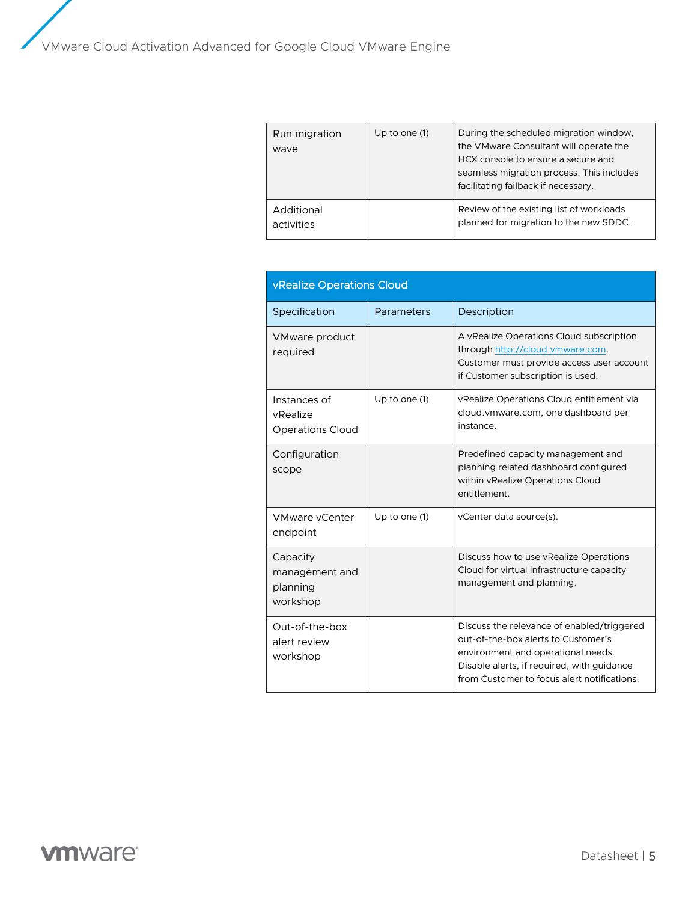| | | |
|---|---|---|
| Run migration wave | Up to one (1) | During the scheduled migration window, the VMware Consultant will operate the HCX console to ensure a secure and seamless migration process. This includes facilitating failback if necessary. |
| Additional activities | | Review of the existing list of workloads planned for migration to the new SDDC. |

| vRealize Operations Cloud | | |
|---|---|---|
| **Specification** | **Parameters** | **Description** |
| VMware product required | | A vRealize Operations Cloud subscription through http://cloud.vmware.com. Customer must provide access user account if Customer subscription is used. |
| Instances of vRealize Operations Cloud | Up to one (1) | vRealize Operations Cloud entitlement via cloud.vmware.com, one dashboard per instance. |
| Configuration scope | | Predefined capacity management and planning related dashboard configured within vRealize Operations Cloud entitlement. |
| VMware vCenter endpoint | Up to one (1) | vCenter data source(s). |
| Capacity management and planning workshop | | Discuss how to use vRealize Operations Cloud for virtual infrastructure capacity management and planning. |
| Out-of-the-box alert review workshop | | Discuss the relevance of enabled/triggered out-of-the-box alerts to Customer's environment and operational needs. Disable alerts, if required, with guidance from Customer to focus alert notifications. |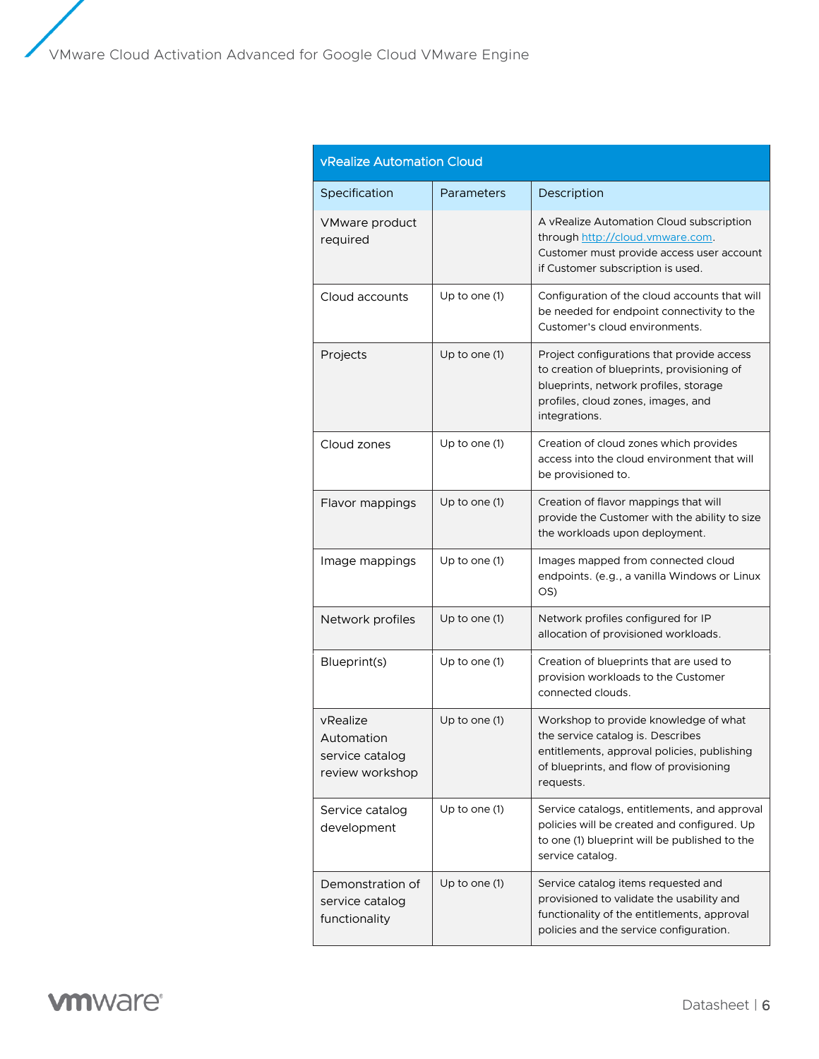| vRealize Automation Cloud | | |
|---|---|---|
| Specification | Parameters | Description |
| VMware product required | | A vRealize Automation Cloud subscription through http://cloud.vmware.com. Customer must provide access user account if Customer subscription is used. |
| Cloud accounts | Up to one (1) | Configuration of the cloud accounts that will be needed for endpoint connectivity to the Customer's cloud environments. |
| Projects | Up to one (1) | Project configurations that provide access to creation of blueprints, provisioning of blueprints, network profiles, storage profiles, cloud zones, images, and integrations. |
| Cloud zones | Up to one (1) | Creation of cloud zones which provides access into the cloud environment that will be provisioned to. |
| Flavor mappings | Up to one (1) | Creation of flavor mappings that will provide the Customer with the ability to size the workloads upon deployment. |
| Image mappings | Up to one (1) | Images mapped from connected cloud endpoints. (e.g., a vanilla Windows or Linux OS) |
| Network profiles | Up to one (1) | Network profiles configured for IP allocation of provisioned workloads. |
| Blueprint(s) | Up to one (1) | Creation of blueprints that are used to provision workloads to the Customer connected clouds. |
| vRealize Automation service catalog review workshop | Up to one (1) | Workshop to provide knowledge of what the service catalog is. Describes entitlements, approval policies, publishing of blueprints, and flow of provisioning requests. |
| Service catalog development | Up to one (1) | Service catalogs, entitlements, and approval policies will be created and configured. Up to one (1) blueprint will be published to the service catalog. |
| Demonstration of service catalog functionality | Up to one (1) | Service catalog items requested and provisioned to validate the usability and functionality of the entitlements, approval policies and the service configuration. |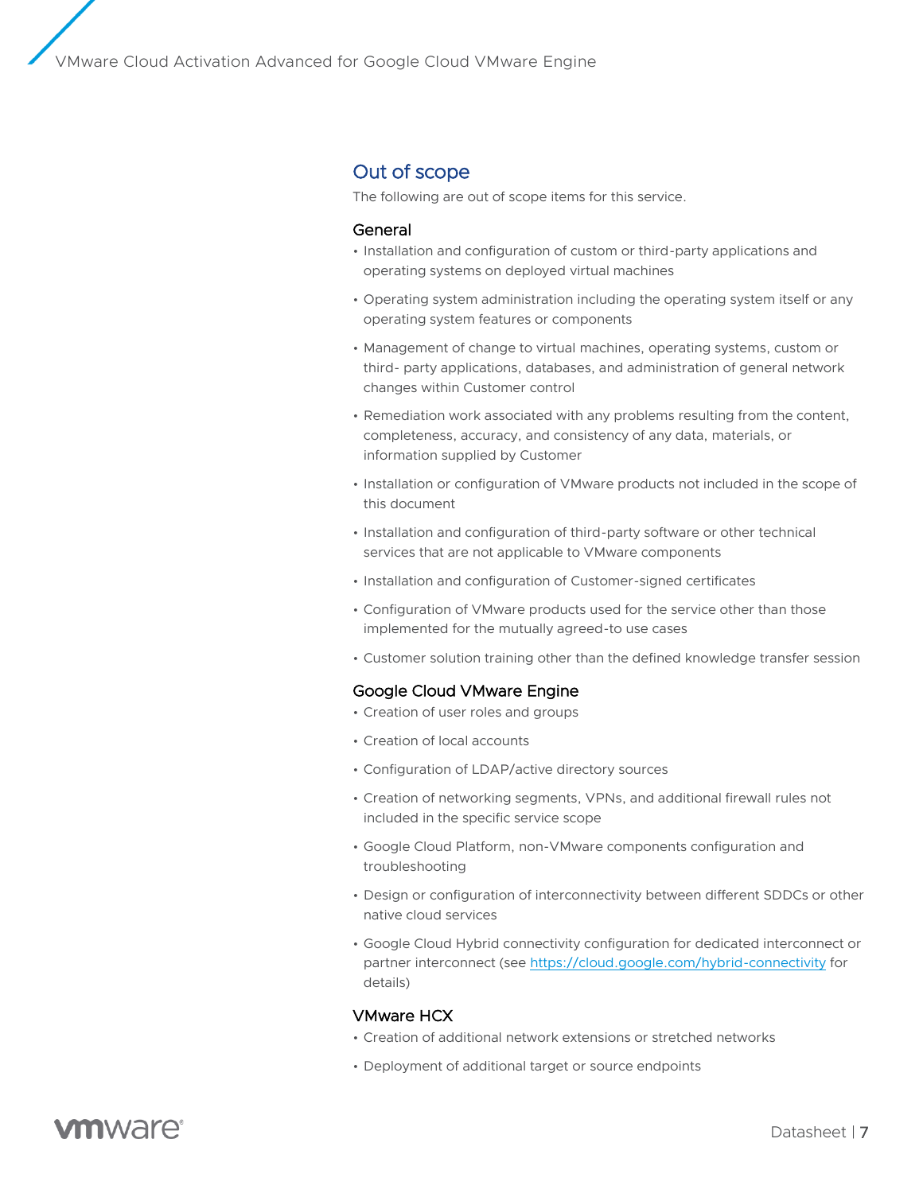## Out of scope

The following are out of scope items for this service.

### General

- Installation and configuration of custom or third-party applications and operating systems on deployed virtual machines
- Operating system administration including the operating system itself or any operating system features or components
- Management of change to virtual machines, operating systems, custom or third- party applications, databases, and administration of general network changes within Customer control
- Remediation work associated with any problems resulting from the content, completeness, accuracy, and consistency of any data, materials, or information supplied by Customer
- Installation or configuration of VMware products not included in the scope of this document
- Installation and configuration of third-party software or other technical services that are not applicable to VMware components
- Installation and configuration of Customer-signed certificates
- Configuration of VMware products used for the service other than those implemented for the mutually agreed-to use cases
- Customer solution training other than the defined knowledge transfer session

### Google Cloud VMware Engine

- Creation of user roles and groups
- Creation of local accounts
- Configuration of LDAP/active directory sources
- Creation of networking segments, VPNs, and additional firewall rules not included in the specific service scope
- Google Cloud Platform, non-VMware components configuration and troubleshooting
- Design or configuration of interconnectivity between different SDDCs or other native cloud services
- Google Cloud Hybrid connectivity configuration for dedicated interconnect or partner interconnect (see https://cloud.google.com/hybrid-connectivity for details)

### VMware HCX

- Creation of additional network extensions or stretched networks
- Deployment of additional target or source endpoints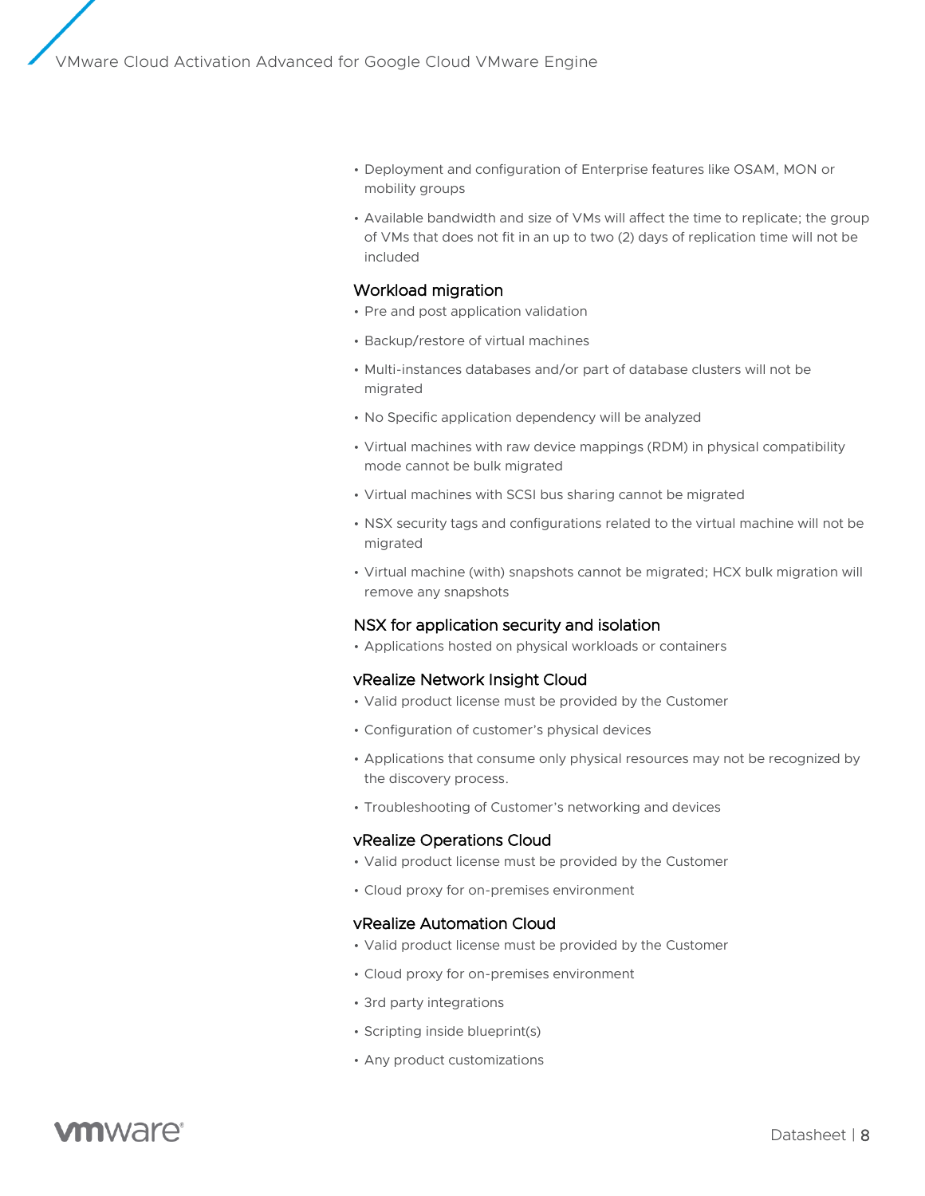- Deployment and configuration of Enterprise features like OSAM, MON or mobility groups
- Available bandwidth and size of VMs will affect the time to replicate; the group of VMs that does not fit in an up to two (2) days of replication time will not be included

### Workload migration

- Pre and post application validation
- Backup/restore of virtual machines
- Multi-instances databases and/or part of database clusters will not be migrated
- No Specific application dependency will be analyzed
- Virtual machines with raw device mappings (RDM) in physical compatibility mode cannot be bulk migrated
- Virtual machines with SCSI bus sharing cannot be migrated
- NSX security tags and configurations related to the virtual machine will not be migrated
- Virtual machine (with) snapshots cannot be migrated; HCX bulk migration will remove any snapshots

### NSX for application security and isolation

- Applications hosted on physical workloads or containers

### vRealize Network Insight Cloud

- Valid product license must be provided by the Customer
- Configuration of customer's physical devices
- Applications that consume only physical resources may not be recognized by the discovery process.
- Troubleshooting of Customer's networking and devices

### vRealize Operations Cloud

- Valid product license must be provided by the Customer
- Cloud proxy for on-premises environment

### vRealize Automation Cloud

- Valid product license must be provided by the Customer
- Cloud proxy for on-premises environment
- 3rd party integrations
- Scripting inside blueprint(s)
- Any product customizations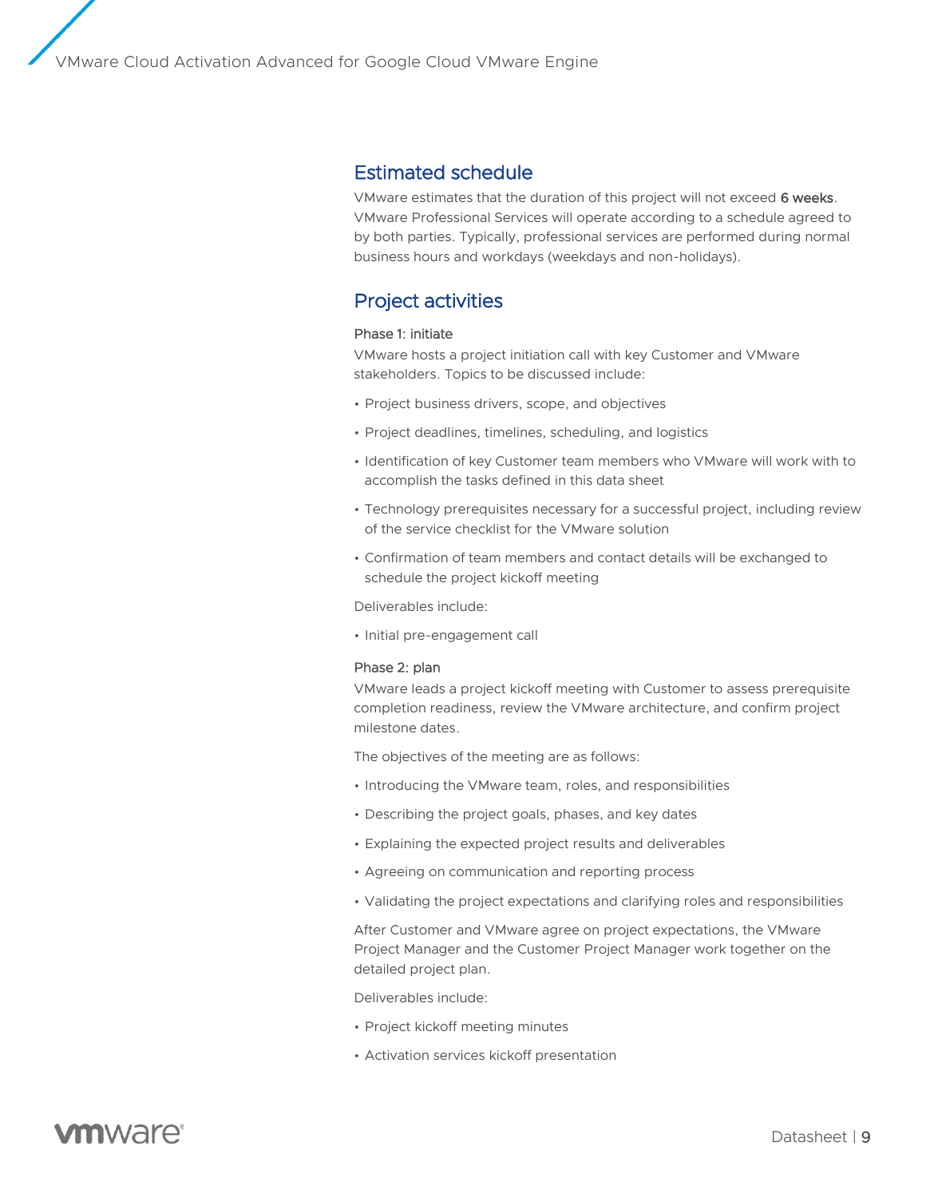## Estimated schedule

VMware estimates that the duration of this project will not exceed **6 weeks**. VMware Professional Services will operate according to a schedule agreed to by both parties. Typically, professional services are performed during normal business hours and workdays (weekdays and non-holidays).

## Project activities

### Phase 1: initiate

VMware hosts a project initiation call with key Customer and VMware stakeholders. Topics to be discussed include:

- Project business drivers, scope, and objectives
- Project deadlines, timelines, scheduling, and logistics
- Identification of key Customer team members who VMware will work with to accomplish the tasks defined in this data sheet
- Technology prerequisites necessary for a successful project, including review of the service checklist for the VMware solution
- Confirmation of team members and contact details will be exchanged to schedule the project kickoff meeting

Deliverables include:

- Initial pre-engagement call

### Phase 2: plan

VMware leads a project kickoff meeting with Customer to assess prerequisite completion readiness, review the VMware architecture, and confirm project milestone dates.

The objectives of the meeting are as follows:

- Introducing the VMware team, roles, and responsibilities
- Describing the project goals, phases, and key dates
- Explaining the expected project results and deliverables
- Agreeing on communication and reporting process
- Validating the project expectations and clarifying roles and responsibilities

After Customer and VMware agree on project expectations, the VMware Project Manager and the Customer Project Manager work together on the detailed project plan.

Deliverables include:

- Project kickoff meeting minutes
- Activation services kickoff presentation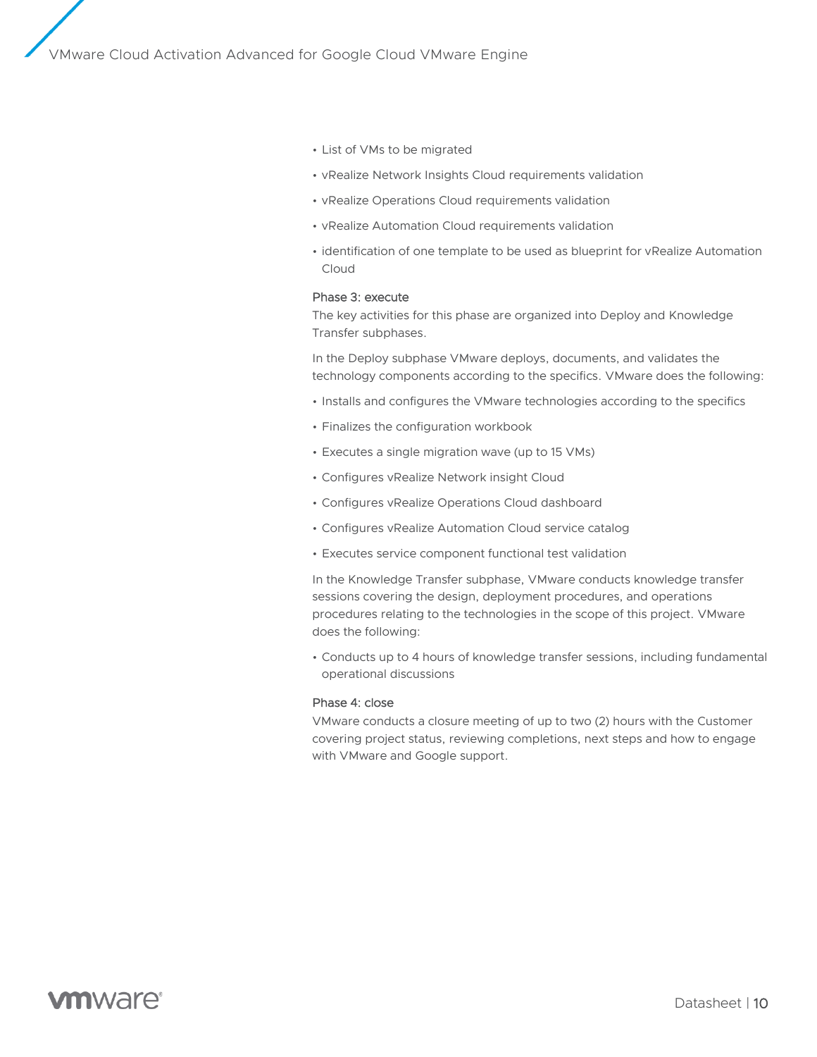- List of VMs to be migrated
- vRealize Network Insights Cloud requirements validation
- vRealize Operations Cloud requirements validation
- vRealize Automation Cloud requirements validation
- identification of one template to be used as blueprint for vRealize Automation Cloud

### Phase 3: execute

The key activities for this phase are organized into Deploy and Knowledge Transfer subphases.

In the Deploy subphase VMware deploys, documents, and validates the technology components according to the specifics. VMware does the following:

- Installs and configures the VMware technologies according to the specifics
- Finalizes the configuration workbook
- Executes a single migration wave (up to 15 VMs)
- Configures vRealize Network insight Cloud
- Configures vRealize Operations Cloud dashboard
- Configures vRealize Automation Cloud service catalog
- Executes service component functional test validation

In the Knowledge Transfer subphase, VMware conducts knowledge transfer sessions covering the design, deployment procedures, and operations procedures relating to the technologies in the scope of this project. VMware does the following:

- Conducts up to 4 hours of knowledge transfer sessions, including fundamental operational discussions

### Phase 4: close

VMware conducts a closure meeting of up to two (2) hours with the Customer covering project status, reviewing completions, next steps and how to engage with VMware and Google support.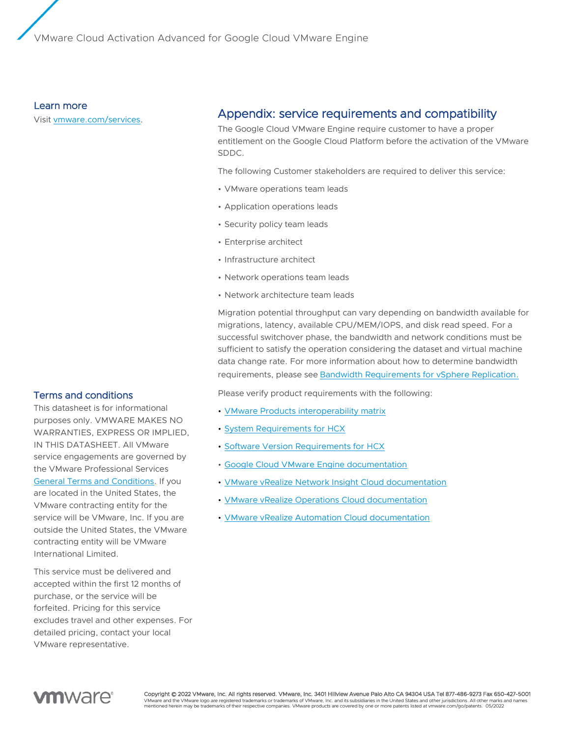## Learn more

Visit [vmware.com/services](vmware.com/services).

## Terms and conditions

This datasheet is for informational purposes only. VMWARE MAKES NO WARRANTIES, EXPRESS OR IMPLIED, IN THIS DATASHEET. All VMware service engagements are governed by the VMware Professional Services General Terms and Conditions. If you are located in the United States, the VMware contracting entity for the service will be VMware, Inc. If you are outside the United States, the VMware contracting entity will be VMware International Limited.

This service must be delivered and accepted within the first 12 months of purchase, or the service will be forfeited. Pricing for this service excludes travel and other expenses. For detailed pricing, contact your local VMware representative.

## Appendix: service requirements and compatibility

The Google Cloud VMware Engine require customer to have a proper entitlement on the Google Cloud Platform before the activation of the VMware SDDC.

The following Customer stakeholders are required to deliver this service:

- VMware operations team leads
- Application operations leads
- Security policy team leads
- Enterprise architect
- Infrastructure architect
- Network operations team leads
- Network architecture team leads

Migration potential throughput can vary depending on bandwidth available for migrations, latency, available CPU/MEM/IOPS, and disk read speed. For a successful switchover phase, the bandwidth and network conditions must be sufficient to satisfy the operation considering the dataset and virtual machine data change rate. For more information about how to determine bandwidth requirements, please see Bandwidth Requirements for vSphere Replication.

Please verify product requirements with the following:

- VMware Products interoperability matrix
- System Requirements for HCX
- Software Version Requirements for HCX
- Google Cloud VMware Engine documentation
- VMware vRealize Network Insight Cloud documentation
- VMware vRealize Operations Cloud documentation
- VMware vRealize Automation Cloud documentation

Copyright © 2022 VMware, Inc. All rights reserved. VMware, Inc. 3401 Hillview Avenue Palo Alto CA 94304 USA Tel 877-486-9273 Fax 650-427-5001 VMware and the VMware logo are registered trademarks or trademarks of VMware, Inc. and its subsidiaries in the United States and other jurisdictions. All other marks and names mentioned herein may be trademarks of their respective companies. VMware products are covered by one or more patents listed at vmware.com/go/patents. 05/2022